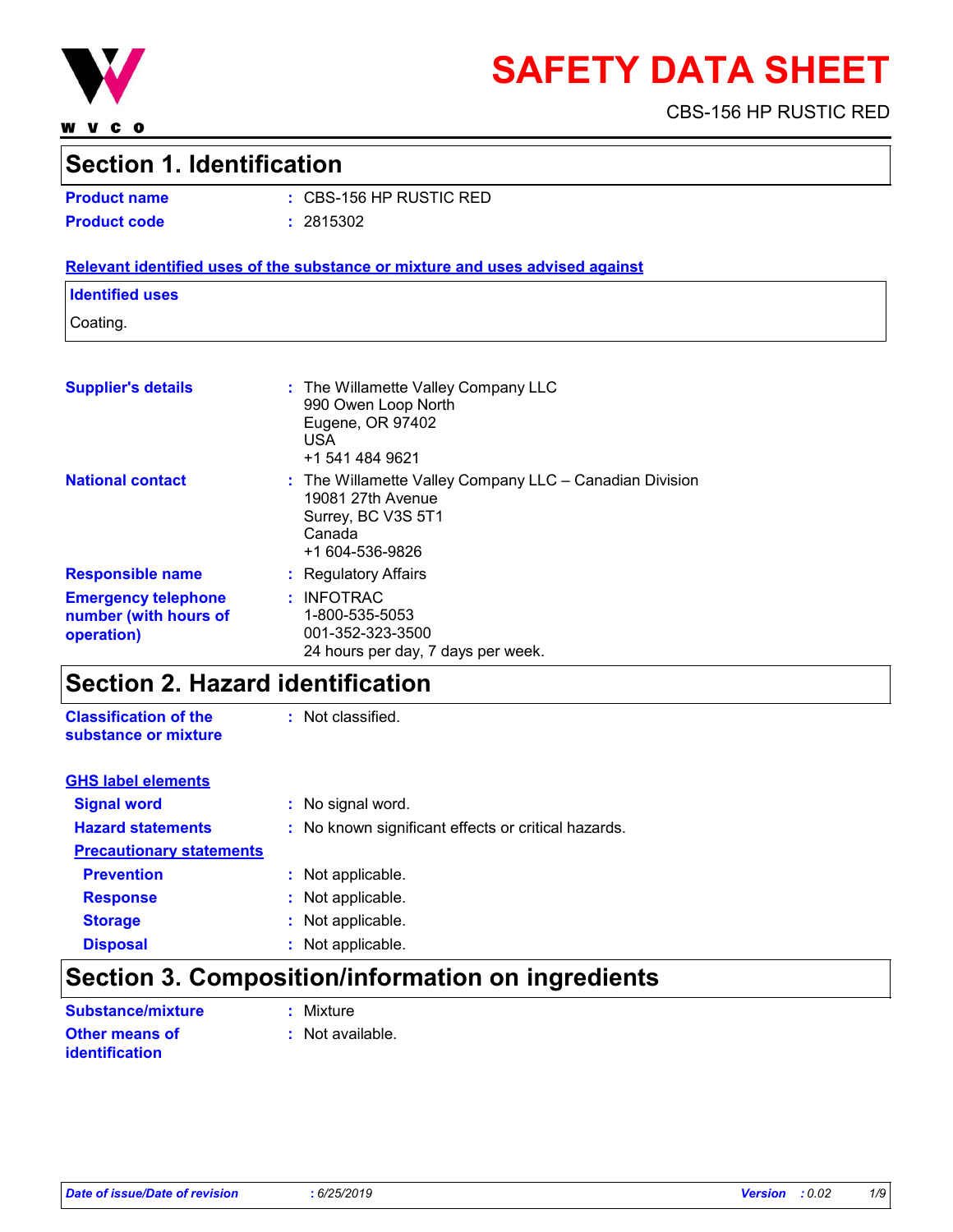# SAFETY DATA SHEET

CBS-156 HP RUSTIC RED

## Section 1. Identification

**Product name** : CBS-156 HP RUSTIC RED

**Product code** : 2815302

**Relevant identified uses of the substance or mixture and uses advised against**

**Identified uses**

Coating.

**Supplier's details** : The Willamette Valley Company LLC
990 Owen Loop North
Eugene, OR 97402
USA
+1 541 484 9621

**National contact** : The Willamette Valley Company LLC – Canadian Division
19081 27th Avenue
Surrey, BC V3S 5T1
Canada
+1 604-536-9826

**Responsible name** : Regulatory Affairs

**Emergency telephone number (with hours of operation)** : INFOTRAC
1-800-535-5053
001-352-323-3500
24 hours per day, 7 days per week.

## Section 2. Hazard identification

**Classification of the substance or mixture** : Not classified.

**GHS label elements**

**Signal word** : No signal word.

**Hazard statements** : No known significant effects or critical hazards.

**Precautionary statements**

**Prevention** : Not applicable.

**Response** : Not applicable.

**Storage** : Not applicable.

**Disposal** : Not applicable.

## Section 3. Composition/information on ingredients

**Substance/mixture** : Mixture

**Other means of identification** : Not available.

*Date of issue/Date of revision* : 6/25/2019 *Version* : 0.02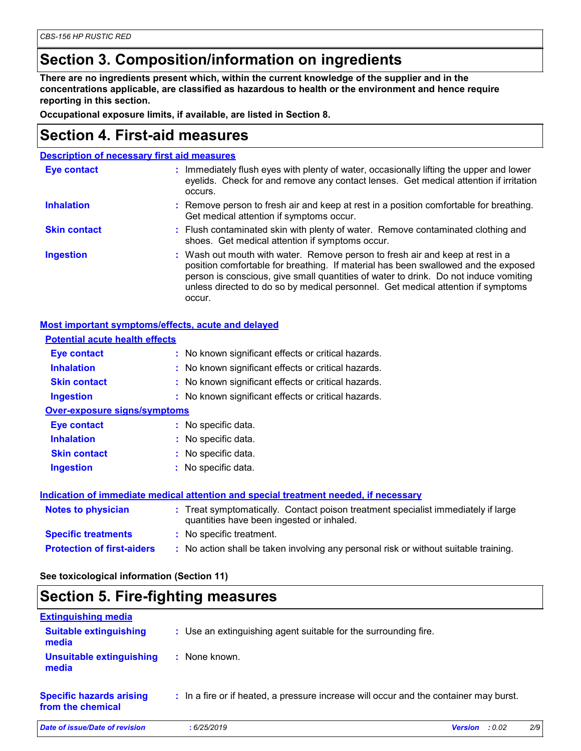# Section 3. Composition/information on ingredients

**There are no ingredients present which, within the current knowledge of the supplier and in the concentrations applicable, are classified as hazardous to health or the environment and hence require reporting in this section.**

**Occupational exposure limits, if available, are listed in Section 8.**

# Section 4. First-aid measures

## Description of necessary first aid measures

| | |
|---|---|
| **Eye contact** | : Immediately flush eyes with plenty of water, occasionally lifting the upper and lower eyelids. Check for and remove any contact lenses. Get medical attention if irritation occurs. |
| **Inhalation** | : Remove person to fresh air and keep at rest in a position comfortable for breathing. Get medical attention if symptoms occur. |
| **Skin contact** | : Flush contaminated skin with plenty of water. Remove contaminated clothing and shoes. Get medical attention if symptoms occur. |
| **Ingestion** | : Wash out mouth with water. Remove person to fresh air and keep at rest in a position comfortable for breathing. If material has been swallowed and the exposed person is conscious, give small quantities of water to drink. Do not induce vomiting unless directed to do so by medical personnel. Get medical attention if symptoms occur. |

## Most important symptoms/effects, acute and delayed

### Potential acute health effects

| | |
|---|---|
| **Eye contact** | : No known significant effects or critical hazards. |
| **Inhalation** | : No known significant effects or critical hazards. |
| **Skin contact** | : No known significant effects or critical hazards. |
| **Ingestion** | : No known significant effects or critical hazards. |

### Over-exposure signs/symptoms

| | |
|---|---|
| **Eye contact** | : No specific data. |
| **Inhalation** | : No specific data. |
| **Skin contact** | : No specific data. |
| **Ingestion** | : No specific data. |

## Indication of immediate medical attention and special treatment needed, if necessary

| | |
|---|---|
| **Notes to physician** | : Treat symptomatically. Contact poison treatment specialist immediately if large quantities have been ingested or inhaled. |
| **Specific treatments** | : No specific treatment. |
| **Protection of first-aiders** | : No action shall be taken involving any personal risk or without suitable training. |

**See toxicological information (Section 11)**

# Section 5. Fire-fighting measures

## Extinguishing media

| | |
|---|---|
| **Suitable extinguishing media** | : Use an extinguishing agent suitable for the surrounding fire. |
| **Unsuitable extinguishing media** | : None known. |

| | |
|---|---|
| **Specific hazards arising from the chemical** | : In a fire or if heated, a pressure increase will occur and the container may burst. |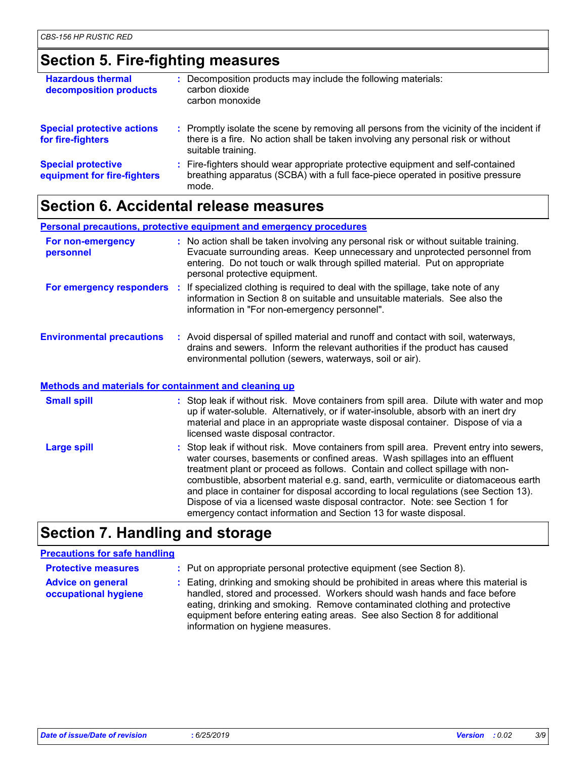## Section 5. Fire-fighting measures

**Hazardous thermal decomposition products** : Decomposition products may include the following materials:
carbon dioxide
carbon monoxide

**Special protective actions for fire-fighters** : Promptly isolate the scene by removing all persons from the vicinity of the incident if there is a fire. No action shall be taken involving any personal risk or without suitable training.

**Special protective equipment for fire-fighters** : Fire-fighters should wear appropriate protective equipment and self-contained breathing apparatus (SCBA) with a full face-piece operated in positive pressure mode.

## Section 6. Accidental release measures

### Personal precautions, protective equipment and emergency procedures

**For non-emergency personnel** : No action shall be taken involving any personal risk or without suitable training. Evacuate surrounding areas. Keep unnecessary and unprotected personnel from entering. Do not touch or walk through spilled material. Put on appropriate personal protective equipment.

**For emergency responders** : If specialized clothing is required to deal with the spillage, take note of any information in Section 8 on suitable and unsuitable materials. See also the information in "For non-emergency personnel".

**Environmental precautions** : Avoid dispersal of spilled material and runoff and contact with soil, waterways, drains and sewers. Inform the relevant authorities if the product has caused environmental pollution (sewers, waterways, soil or air).

### Methods and materials for containment and cleaning up

**Small spill** : Stop leak if without risk. Move containers from spill area. Dilute with water and mop up if water-soluble. Alternatively, or if water-insoluble, absorb with an inert dry material and place in an appropriate waste disposal container. Dispose of via a licensed waste disposal contractor.

**Large spill** : Stop leak if without risk. Move containers from spill area. Prevent entry into sewers, water courses, basements or confined areas. Wash spillages into an effluent treatment plant or proceed as follows. Contain and collect spillage with non-combustible, absorbent material e.g. sand, earth, vermiculite or diatomaceous earth and place in container for disposal according to local regulations (see Section 13). Dispose of via a licensed waste disposal contractor. Note: see Section 1 for emergency contact information and Section 13 for waste disposal.

## Section 7. Handling and storage

### Precautions for safe handling

**Protective measures** : Put on appropriate personal protective equipment (see Section 8).

**Advice on general occupational hygiene** : Eating, drinking and smoking should be prohibited in areas where this material is handled, stored and processed. Workers should wash hands and face before eating, drinking and smoking. Remove contaminated clothing and protective equipment before entering eating areas. See also Section 8 for additional information on hygiene measures.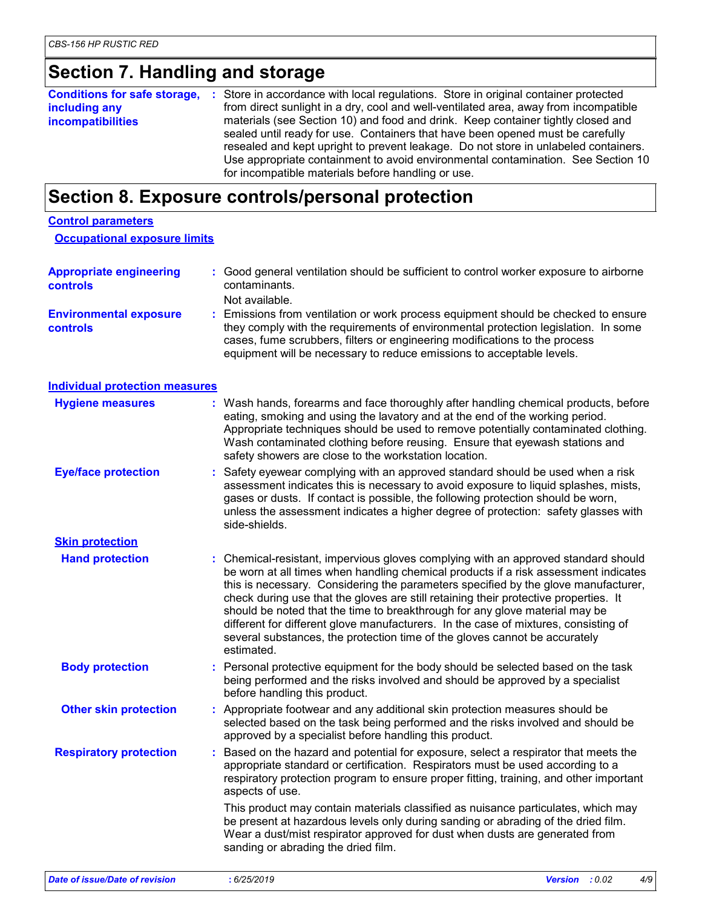## Section 7. Handling and storage

**Conditions for safe storage, including any incompatibilities** : Store in accordance with local regulations. Store in original container protected from direct sunlight in a dry, cool and well-ventilated area, away from incompatible materials (see Section 10) and food and drink. Keep container tightly closed and sealed until ready for use. Containers that have been opened must be carefully resealed and kept upright to prevent leakage. Do not store in unlabeled containers. Use appropriate containment to avoid environmental contamination. See Section 10 for incompatible materials before handling or use.

## Section 8. Exposure controls/personal protection

### Control parameters

#### Occupational exposure limits

**Appropriate engineering controls** : Good general ventilation should be sufficient to control worker exposure to airborne contaminants.

Not available.

**Environmental exposure controls** : Emissions from ventilation or work process equipment should be checked to ensure they comply with the requirements of environmental protection legislation. In some cases, fume scrubbers, filters or engineering modifications to the process equipment will be necessary to reduce emissions to acceptable levels.

### Individual protection measures

**Hygiene measures** : Wash hands, forearms and face thoroughly after handling chemical products, before eating, smoking and using the lavatory and at the end of the working period. Appropriate techniques should be used to remove potentially contaminated clothing. Wash contaminated clothing before reusing. Ensure that eyewash stations and safety showers are close to the workstation location.

**Eye/face protection** : Safety eyewear complying with an approved standard should be used when a risk assessment indicates this is necessary to avoid exposure to liquid splashes, mists, gases or dusts. If contact is possible, the following protection should be worn, unless the assessment indicates a higher degree of protection: safety glasses with side-shields.

#### Skin protection

**Hand protection** : Chemical-resistant, impervious gloves complying with an approved standard should be worn at all times when handling chemical products if a risk assessment indicates this is necessary. Considering the parameters specified by the glove manufacturer, check during use that the gloves are still retaining their protective properties. It should be noted that the time to breakthrough for any glove material may be different for different glove manufacturers. In the case of mixtures, consisting of several substances, the protection time of the gloves cannot be accurately estimated.

**Body protection** : Personal protective equipment for the body should be selected based on the task being performed and the risks involved and should be approved by a specialist before handling this product.

**Other skin protection** : Appropriate footwear and any additional skin protection measures should be selected based on the task being performed and the risks involved and should be approved by a specialist before handling this product.

**Respiratory protection** : Based on the hazard and potential for exposure, select a respirator that meets the appropriate standard or certification. Respirators must be used according to a respiratory protection program to ensure proper fitting, training, and other important aspects of use.

This product may contain materials classified as nuisance particulates, which may be present at hazardous levels only during sanding or abrading of the dried film. Wear a dust/mist respirator approved for dust when dusts are generated from sanding or abrading the dried film.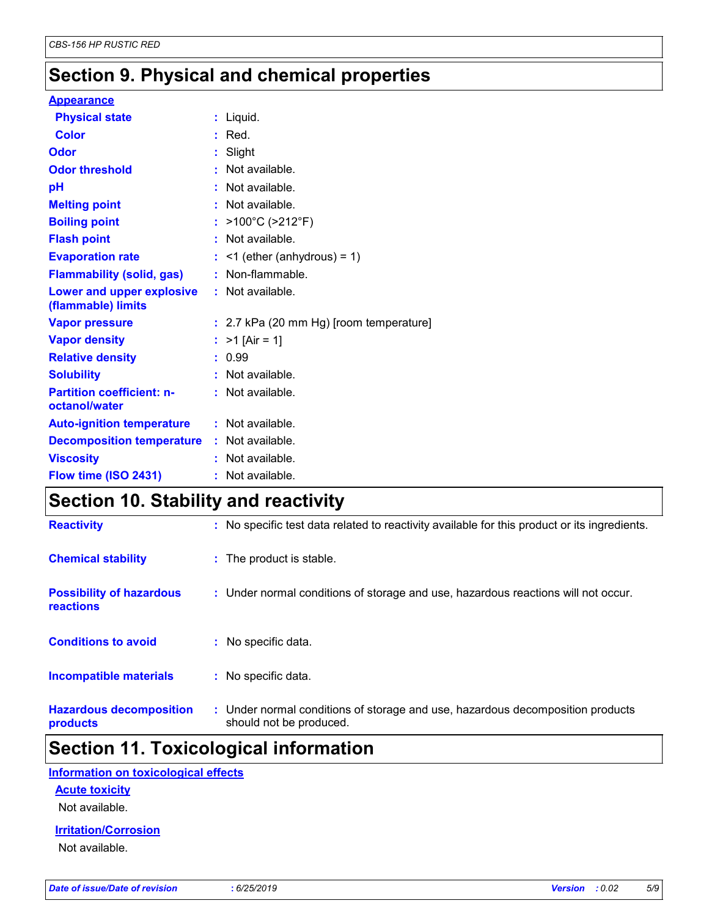## Section 9. Physical and chemical properties

**Appearance**

| | | |
|---|---|---|
| **Physical state** | : | Liquid. |
| **Color** | : | Red. |
| **Odor** | : | Slight |
| **Odor threshold** | : | Not available. |
| **pH** | : | Not available. |
| **Melting point** | : | Not available. |
| **Boiling point** | : | >100°C (>212°F) |
| **Flash point** | : | Not available. |
| **Evaporation rate** | : | <1 (ether (anhydrous) = 1) |
| **Flammability (solid, gas)** | : | Non-flammable. |
| **Lower and upper explosive (flammable) limits** | : | Not available. |
| **Vapor pressure** | : | 2.7 kPa (20 mm Hg) [room temperature] |
| **Vapor density** | : | >1 [Air = 1] |
| **Relative density** | : | 0.99 |
| **Solubility** | : | Not available. |
| **Partition coefficient: n-octanol/water** | : | Not available. |
| **Auto-ignition temperature** | : | Not available. |
| **Decomposition temperature** | : | Not available. |
| **Viscosity** | : | Not available. |
| **Flow time (ISO 2431)** | : | Not available. |

## Section 10. Stability and reactivity

| | | |
|---|---|---|
| **Reactivity** | : | No specific test data related to reactivity available for this product or its ingredients. |
| **Chemical stability** | : | The product is stable. |
| **Possibility of hazardous reactions** | : | Under normal conditions of storage and use, hazardous reactions will not occur. |
| **Conditions to avoid** | : | No specific data. |
| **Incompatible materials** | : | No specific data. |
| **Hazardous decomposition products** | : | Under normal conditions of storage and use, hazardous decomposition products should not be produced. |

## Section 11. Toxicological information

**Information on toxicological effects**

**Acute toxicity**

Not available.

**Irritation/Corrosion**

Not available.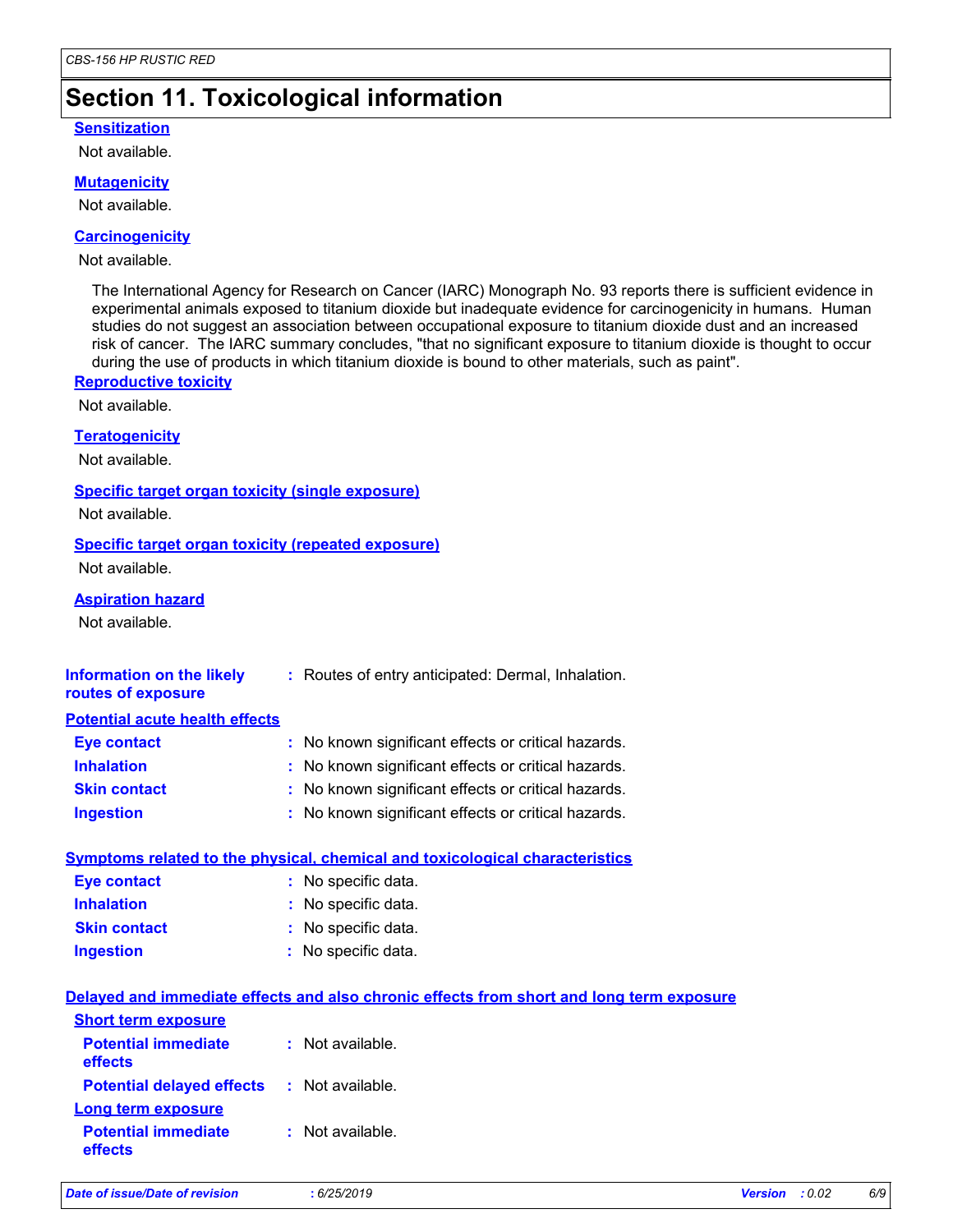## Section 11. Toxicological information

### Sensitization

Not available.

### Mutagenicity

Not available.

### Carcinogenicity

Not available.

The International Agency for Research on Cancer (IARC) Monograph No. 93 reports there is sufficient evidence in experimental animals exposed to titanium dioxide but inadequate evidence for carcinogenicity in humans. Human studies do not suggest an association between occupational exposure to titanium dioxide dust and an increased risk of cancer. The IARC summary concludes, "that no significant exposure to titanium dioxide is thought to occur during the use of products in which titanium dioxide is bound to other materials, such as paint".

### Reproductive toxicity

Not available.

### Teratogenicity

Not available.

### Specific target organ toxicity (single exposure)

Not available.

### Specific target organ toxicity (repeated exposure)

Not available.

### Aspiration hazard

Not available.

**Information on the likely routes of exposure** : Routes of entry anticipated: Dermal, Inhalation.

### Potential acute health effects

**Eye contact** : No known significant effects or critical hazards.

**Inhalation** : No known significant effects or critical hazards.

**Skin contact** : No known significant effects or critical hazards.

**Ingestion** : No known significant effects or critical hazards.

### Symptoms related to the physical, chemical and toxicological characteristics

**Eye contact** : No specific data.

**Inhalation** : No specific data.

**Skin contact** : No specific data.

**Ingestion** : No specific data.

### Delayed and immediate effects and also chronic effects from short and long term exposure

#### Short term exposure

**Potential immediate effects** : Not available.

**Potential delayed effects** : Not available.

#### Long term exposure

**Potential immediate effects** : Not available.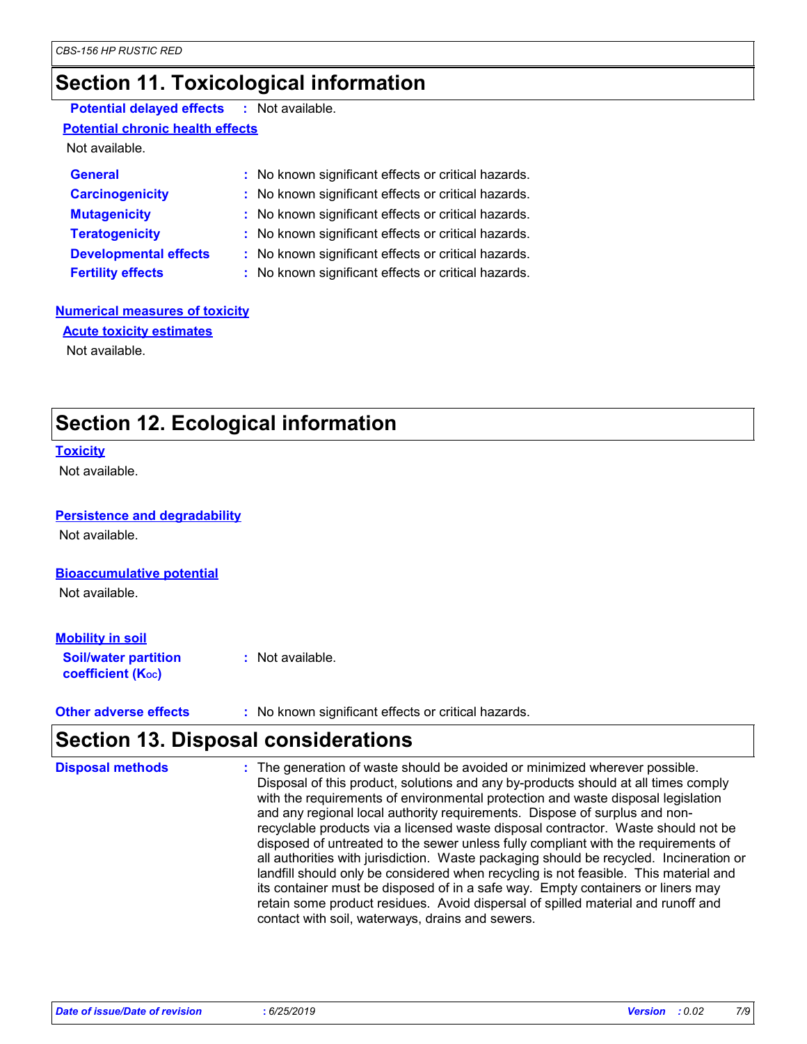## Section 11. Toxicological information

**Potential delayed effects** : Not available.

**Potential chronic health effects**

Not available.

**General** : No known significant effects or critical hazards.
**Carcinogenicity** : No known significant effects or critical hazards.
**Mutagenicity** : No known significant effects or critical hazards.
**Teratogenicity** : No known significant effects or critical hazards.
**Developmental effects** : No known significant effects or critical hazards.
**Fertility effects** : No known significant effects or critical hazards.

**Numerical measures of toxicity**

**Acute toxicity estimates**

Not available.

## Section 12. Ecological information

**Toxicity**

Not available.

**Persistence and degradability**

Not available.

**Bioaccumulative potential**

Not available.

**Mobility in soil**

**Soil/water partition coefficient ($K_{OC}$)** : Not available.

**Other adverse effects** : No known significant effects or critical hazards.

## Section 13. Disposal considerations

**Disposal methods** : The generation of waste should be avoided or minimized wherever possible. Disposal of this product, solutions and any by-products should at all times comply with the requirements of environmental protection and waste disposal legislation and any regional local authority requirements. Dispose of surplus and non-recyclable products via a licensed waste disposal contractor. Waste should not be disposed of untreated to the sewer unless fully compliant with the requirements of all authorities with jurisdiction. Waste packaging should be recycled. Incineration or landfill should only be considered when recycling is not feasible. This material and its container must be disposed of in a safe way. Empty containers or liners may retain some product residues. Avoid dispersal of spilled material and runoff and contact with soil, waterways, drains and sewers.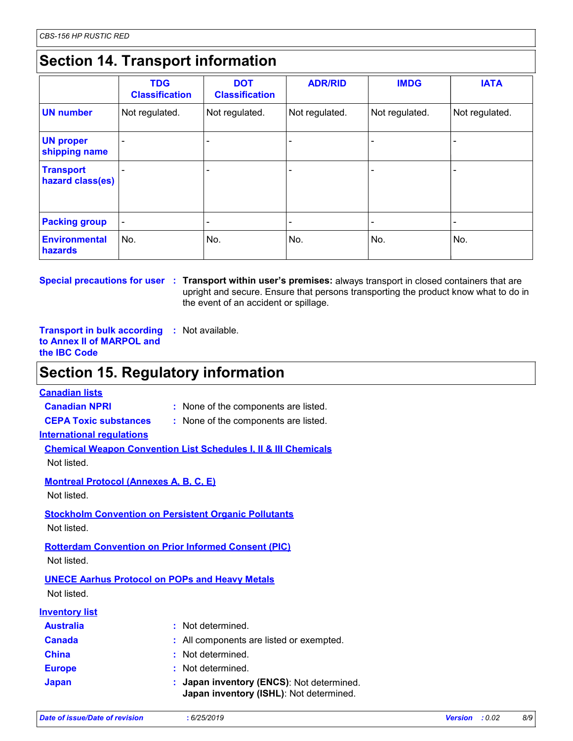# Section 14. Transport information

| | TDG Classification | DOT Classification | ADR/RID | IMDG | IATA |
|---|---|---|---|---|---|
| **UN number** | Not regulated. | Not regulated. | Not regulated. | Not regulated. | Not regulated. |
| **UN proper shipping name** | - | - | - | - | - |
| **Transport hazard class(es)** | - | - | - | - | - |
| **Packing group** | - | - | - | - | - |
| **Environmental hazards** | No. | No. | No. | No. | No. |

**Special precautions for user** : **Transport within user's premises:** always transport in closed containers that are upright and secure. Ensure that persons transporting the product know what to do in the event of an accident or spillage.

**Transport in bulk according to Annex II of MARPOL and the IBC Code** : Not available.

# Section 15. Regulatory information

**Canadian lists**

**Canadian NPRI** : None of the components are listed.

**CEPA Toxic substances** : None of the components are listed.

**International regulations**

**Chemical Weapon Convention List Schedules I, II & III Chemicals**

Not listed.

**Montreal Protocol (Annexes A, B, C, E)**

Not listed.

**Stockholm Convention on Persistent Organic Pollutants**

Not listed.

**Rotterdam Convention on Prior Informed Consent (PIC)**

Not listed.

**UNECE Aarhus Protocol on POPs and Heavy Metals**

Not listed.

**Inventory list**

**Australia** : Not determined.

**Canada** : All components are listed or exempted.

**China** : Not determined.

**Europe** : Not determined.

**Japan** : **Japan inventory (ENCS)**: Not determined.
**Japan inventory (ISHL)**: Not determined.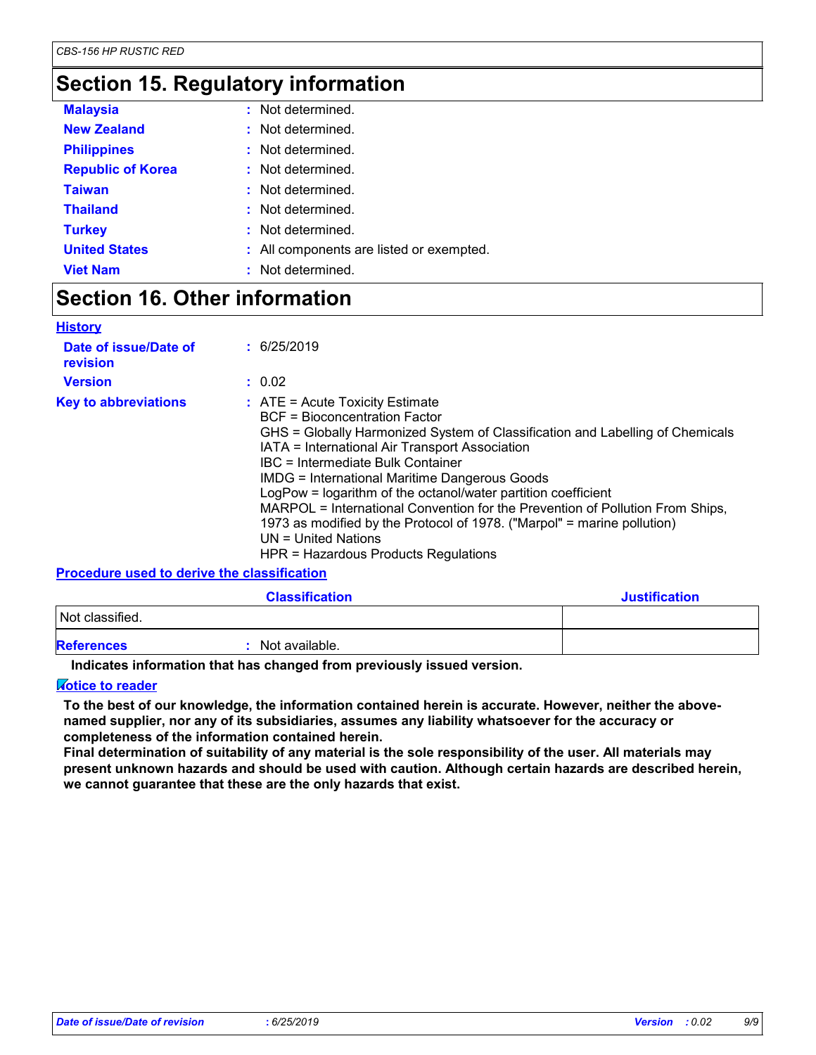## Section 15. Regulatory information

| | |
|---|---|
| **Malaysia** | : Not determined. |
| **New Zealand** | : Not determined. |
| **Philippines** | : Not determined. |
| **Republic of Korea** | : Not determined. |
| **Taiwan** | : Not determined. |
| **Thailand** | : Not determined. |
| **Turkey** | : Not determined. |
| **United States** | : All components are listed or exempted. |
| **Viet Nam** | : Not determined. |

## Section 16. Other information

**History**

**Date of issue/Date of revision** : 6/25/2019

**Version** : 0.02

**Key to abbreviations** :
ATE = Acute Toxicity Estimate
BCF = Bioconcentration Factor
GHS = Globally Harmonized System of Classification and Labelling of Chemicals
IATA = International Air Transport Association
IBC = Intermediate Bulk Container
IMDG = International Maritime Dangerous Goods
LogPow = logarithm of the octanol/water partition coefficient
MARPOL = International Convention for the Prevention of Pollution From Ships, 1973 as modified by the Protocol of 1978. ("Marpol" = marine pollution)
UN = United Nations
HPR = Hazardous Products Regulations

**Procedure used to derive the classification**

| Classification | Justification |
|---|---|
| Not classified. | |

**References** : Not available.

**Indicates information that has changed from previously issued version.**

**Notice to reader**

**To the best of our knowledge, the information contained herein is accurate. However, neither the above-named supplier, nor any of its subsidiaries, assumes any liability whatsoever for the accuracy or completeness of the information contained herein.**
**Final determination of suitability of any material is the sole responsibility of the user. All materials may present unknown hazards and should be used with caution. Although certain hazards are described herein, we cannot guarantee that these are the only hazards that exist.**